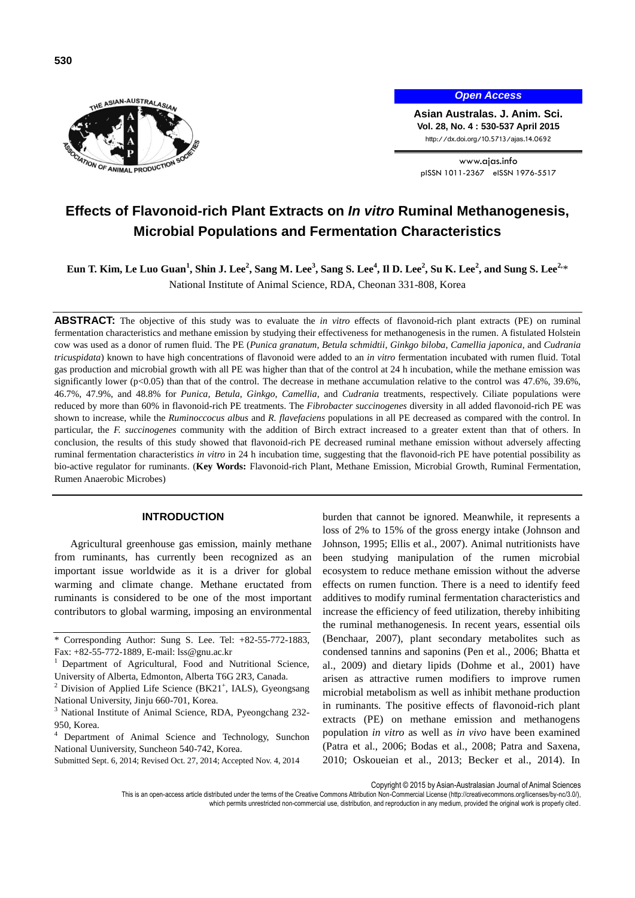# Effects of Flavonoid-rich Plant Extracts on *In vitro* Ruminal Methanogenesis, Microbial Populations and Fermentation Characteristics

**Eun T. Kim, Le Luo Guan[1], Shin J. Lee[2], Sang M. Lee[3], Sang S. Lee[4], Il D. Lee[2], Su K. Lee[2], and Sung S. Lee[2,]***

National Institute of Animal Science, RDA, Cheonan 331-808, Korea

**ABSTRACT:** The objective of this study was to evaluate the *in vitro* effects of flavonoid-rich plant extracts (PE) on ruminal fermentation characteristics and methane emission by studying their effectiveness for methanogenesis in the rumen. A fistulated Holstein cow was used as a donor of rumen fluid. The PE (*Punica granatum, Betula schmidtii, Ginkgo biloba, Camellia japonica*, and *Cudrania tricuspidata*) known to have high concentrations of flavonoid were added to an *in vitro* fermentation incubated with rumen fluid. Total gas production and microbial growth with all PE was higher than that of the control at 24 h incubation, while the methane emission was significantly lower ($p<0.05$) than that of the control. The decrease in methane accumulation relative to the control was 47.6%, 39.6%, 46.7%, 47.9%, and 48.8% for *Punica, Betula, Ginkgo, Camellia*, and *Cudrania* treatments, respectively. Ciliate populations were reduced by more than 60% in flavonoid-rich PE treatments. The *Fibrobacter succinogenes* diversity in all added flavonoid-rich PE was shown to increase, while the *Ruminoccocus albus* and *R. flavefaciens* populations in all PE decreased as compared with the control. In particular, the *F. succinogenes* community with the addition of Birch extract increased to a greater extent than that of others. In conclusion, the results of this study showed that flavonoid-rich PE decreased ruminal methane emission without adversely affecting ruminal fermentation characteristics *in vitro* in 24 h incubation time, suggesting that the flavonoid-rich PE have potential possibility as bio-active regulator for ruminants. (**Key Words:** Flavonoid-rich Plant, Methane Emission, Microbial Growth, Ruminal Fermentation, Rumen Anaerobic Microbes)

## INTRODUCTION

Agricultural greenhouse gas emission, mainly methane from ruminants, has currently been recognized as an important issue worldwide as it is a driver for global warming and climate change. Methane eructated from ruminants is considered to be one of the most important contributors to global warming, imposing an environmental burden that cannot be ignored. Meanwhile, it represents a loss of 2% to 15% of the gross energy intake (Johnson and Johnson, 1995; Ellis et al., 2007). Animal nutritionists have been studying manipulation of the rumen microbial ecosystem to reduce methane emission without the adverse effects on rumen function. There is a need to identify feed additives to modify ruminal fermentation characteristics and increase the efficiency of feed utilization, thereby inhibiting the ruminal methanogenesis. In recent years, essential oils (Benchaar, 2007), plant secondary metabolites such as condensed tannins and saponins (Pen et al., 2006; Bhatta et al., 2009) and dietary lipids (Dohme et al., 2001) have arisen as attractive rumen modifiers to improve rumen microbial metabolism as well as inhibit methane production in ruminants. The positive effects of flavonoid-rich plant extracts (PE) on methane emission and methanogens population *in vitro* as well as *in vivo* have been examined (Patra et al., 2006; Bodas et al., 2008; Patra and Saxena, 2010; Oskoueian et al., 2013; Becker et al., 2014). In

---

\* Corresponding Author: Sung S. Lee. Tel: +82-55-772-1883, Fax: +82-55-772-1889, E-mail: lss@gnu.ac.kr

[1] Department of Agricultural, Food and Nutritional Science, University of Alberta, Edmonton, Alberta T6G 2R3, Canada.

[2] Division of Applied Life Science (BK21+, IALS), Gyeongsang National University, Jinju 660-701, Korea.

[3] National Institute of Animal Science, RDA, Pyeongchang 232-950, Korea.

[4] Department of Animal Science and Technology, Sunchon National Uuniversity, Suncheon 540-742, Korea.

Submitted Sept. 6, 2014; Revised Oct. 27, 2014; Accepted Nov. 4, 2014

Copyright © 2015 by Asian-Australasian Journal of Animal Sciences

This is an open-access article distributed under the terms of the Creative Commons Attribution Non-Commercial License (http://creativecommons.org/licenses/by-nc/3.0/), which permits unrestricted non-commercial use, distribution, and reproduction in any medium, provided the original work is properly cited.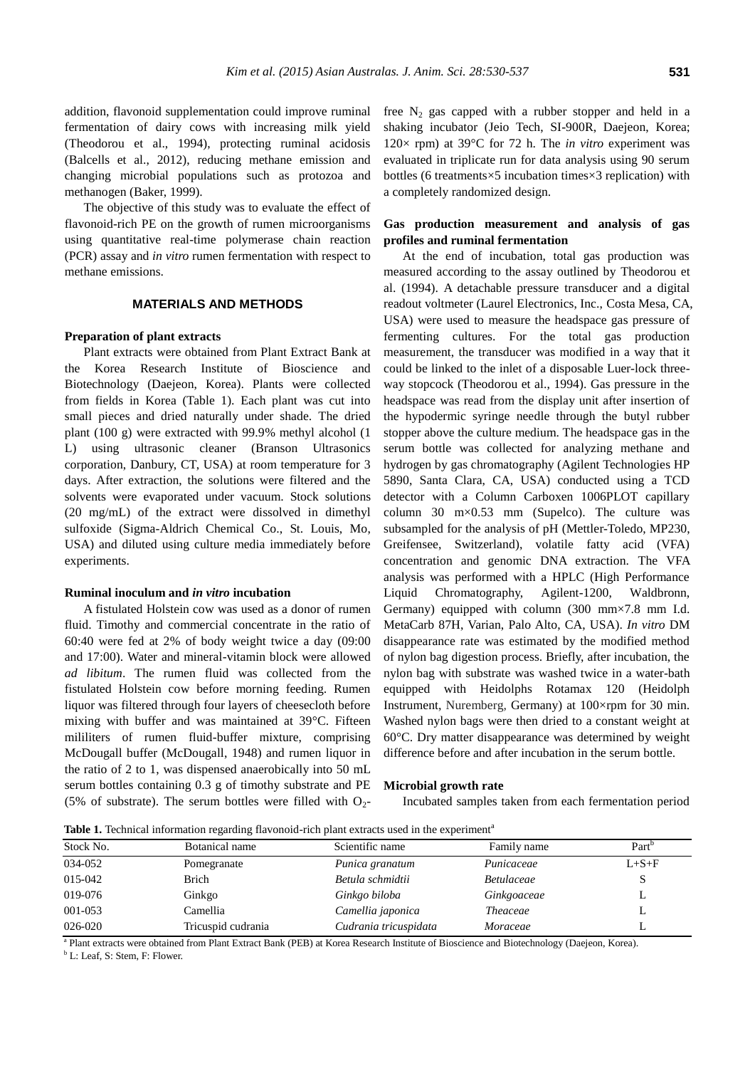addition, flavonoid supplementation could improve ruminal fermentation of dairy cows with increasing milk yield (Theodorou et al., 1994), protecting ruminal acidosis (Balcells et al., 2012), reducing methane emission and changing microbial populations such as protozoa and methanogen (Baker, 1999).

The objective of this study was to evaluate the effect of flavonoid-rich PE on the growth of rumen microorganisms using quantitative real-time polymerase chain reaction (PCR) assay and *in vitro* rumen fermentation with respect to methane emissions.

## MATERIALS AND METHODS

### Preparation of plant extracts

Plant extracts were obtained from Plant Extract Bank at the Korea Research Institute of Bioscience and Biotechnology (Daejeon, Korea). Plants were collected from fields in Korea (Table 1). Each plant was cut into small pieces and dried naturally under shade. The dried plant (100 g) were extracted with 99.9% methyl alcohol (1 L) using ultrasonic cleaner (Branson Ultrasonics corporation, Danbury, CT, USA) at room temperature for 3 days. After extraction, the solutions were filtered and the solvents were evaporated under vacuum. Stock solutions (20 mg/mL) of the extract were dissolved in dimethyl sulfoxide (Sigma-Aldrich Chemical Co., St. Louis, Mo, USA) and diluted using culture media immediately before experiments.

### Ruminal inoculum and *in vitro* incubation

A fistulated Holstein cow was used as a donor of rumen fluid. Timothy and commercial concentrate in the ratio of 60:40 were fed at 2% of body weight twice a day (09:00 and 17:00). Water and mineral-vitamin block were allowed *ad libitum*. The rumen fluid was collected from the fistulated Holstein cow before morning feeding. Rumen liquor was filtered through four layers of cheesecloth before mixing with buffer and was maintained at 39°C. Fifteen mililiters of rumen fluid-buffer mixture, comprising McDougall buffer (McDougall, 1948) and rumen liquor in the ratio of 2 to 1, was dispensed anaerobically into 50 mL serum bottles containing 0.3 g of timothy substrate and PE (5% of substrate). The serum bottles were filled with $O_2$-free $N_2$ gas capped with a rubber stopper and held in a shaking incubator (Jeio Tech, SI-900R, Daejeon, Korea; 120× rpm) at 39°C for 72 h. The *in vitro* experiment was evaluated in triplicate run for data analysis using 90 serum bottles (6 treatments×5 incubation times×3 replication) with a completely randomized design.

### Gas production measurement and analysis of gas profiles and ruminal fermentation

At the end of incubation, total gas production was measured according to the assay outlined by Theodorou et al. (1994). A detachable pressure transducer and a digital readout voltmeter (Laurel Electronics, Inc., Costa Mesa, CA, USA) were used to measure the headspace gas pressure of fermenting cultures. For the total gas production measurement, the transducer was modified in a way that it could be linked to the inlet of a disposable Luer-lock three-way stopcock (Theodorou et al., 1994). Gas pressure in the headspace was read from the display unit after insertion of the hypodermic syringe needle through the butyl rubber stopper above the culture medium. The headspace gas in the serum bottle was collected for analyzing methane and hydrogen by gas chromatography (Agilent Technologies HP 5890, Santa Clara, CA, USA) conducted using a TCD detector with a Column Carboxen 1006PLOT capillary column 30 m×0.53 mm (Supelco). The culture was subsampled for the analysis of pH (Mettler-Toledo, MP230, Greifensee, Switzerland), volatile fatty acid (VFA) concentration and genomic DNA extraction. The VFA analysis was performed with a HPLC (High Performance Liquid Chromatography, Agilent-1200, Waldbronn, Germany) equipped with column (300 mm×7.8 mm I.d. MetaCarb 87H, Varian, Palo Alto, CA, USA). *In vitro* DM disappearance rate was estimated by the modified method of nylon bag digestion process. Briefly, after incubation, the nylon bag with substrate was washed twice in a water-bath equipped with Heidolphs Rotamax 120 (Heidolph Instrument, Nuremberg, Germany) at 100×rpm for 30 min. Washed nylon bags were then dried to a constant weight at 60°C. Dry matter disappearance was determined by weight difference before and after incubation in the serum bottle.

### Microbial growth rate

Incubated samples taken from each fermentation period

**Table 1.** Technical information regarding flavonoid-rich plant extracts used in the experiment[a]

| Stock No. | Botanical name | Scientific name | Family name | Part[b] |
|---|---|---|---|---|
| 034-052 | Pomegranate | *Punica granatum* | *Punicaceae* | L+S+F |
| 015-042 | Brich | *Betula schmidtii* | *Betulaceae* | S |
| 019-076 | Ginkgo | *Ginkgo biloba* | *Ginkgoaceae* | L |
| 001-053 | Camellia | *Camellia japonica* | *Theaceae* | L |
| 026-020 | Tricuspid cudrania | *Cudrania tricuspidata* | *Moraceae* | L |

[a] Plant extracts were obtained from Plant Extract Bank (PEB) at Korea Research Institute of Bioscience and Biotechnology (Daejeon, Korea).

[b] L: Leaf, S: Stem, F: Flower.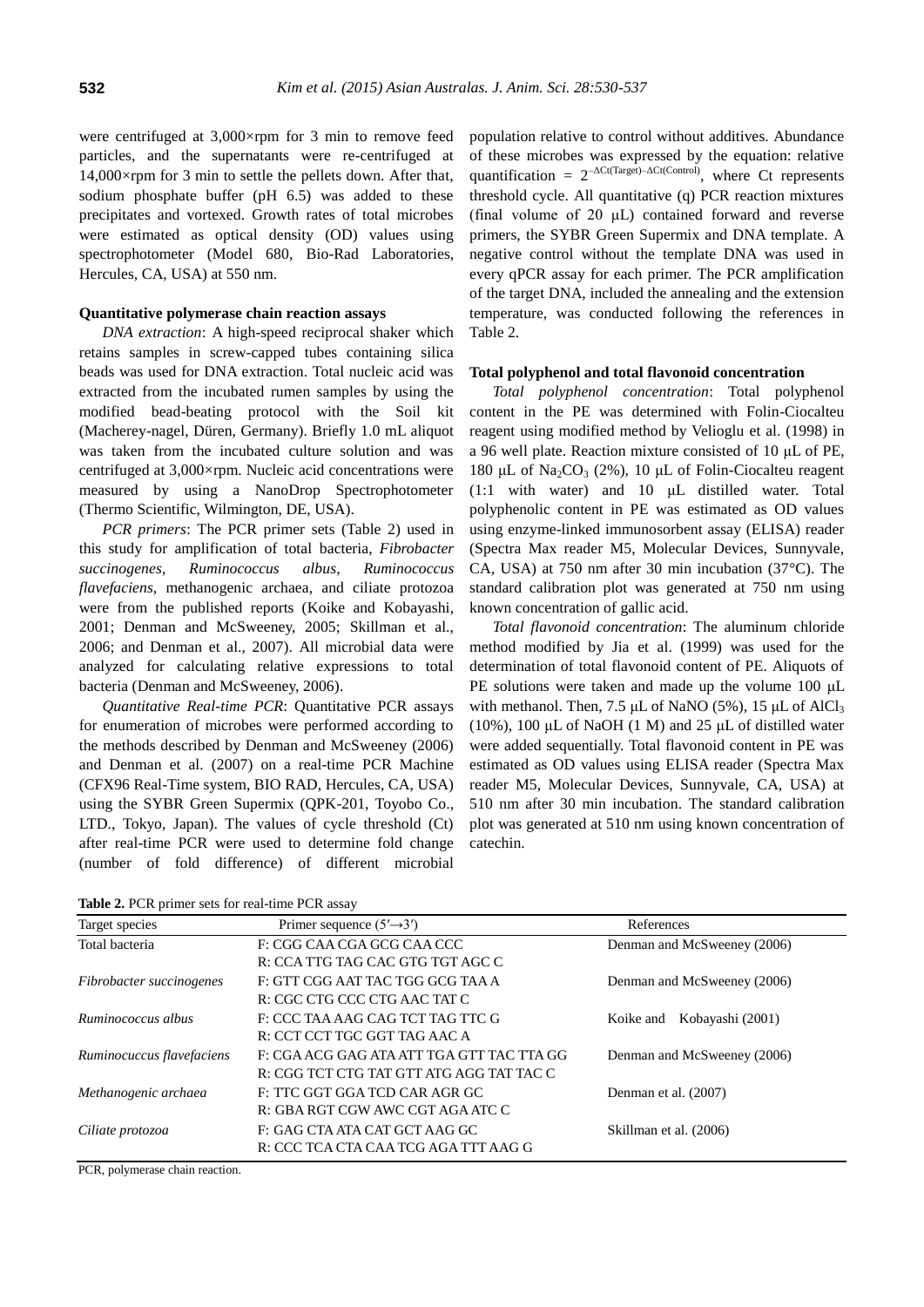were centrifuged at 3,000×rpm for 3 min to remove feed particles, and the supernatants were re-centrifuged at 14,000×rpm for 3 min to settle the pellets down. After that, sodium phosphate buffer (pH 6.5) was added to these precipitates and vortexed. Growth rates of total microbes were estimated as optical density (OD) values using spectrophotometer (Model 680, Bio-Rad Laboratories, Hercules, CA, USA) at 550 nm.

#### Quantitative polymerase chain reaction assays

*DNA extraction*: A high-speed reciprocal shaker which retains samples in screw-capped tubes containing silica beads was used for DNA extraction. Total nucleic acid was extracted from the incubated rumen samples by using the modified bead-beating protocol with the Soil kit (Macherey-nagel, Düren, Germany). Briefly 1.0 mL aliquot was taken from the incubated culture solution and was centrifuged at 3,000×rpm. Nucleic acid concentrations were measured by using a NanoDrop Spectrophotometer (Thermo Scientific, Wilmington, DE, USA).

*PCR primers*: The PCR primer sets (Table 2) used in this study for amplification of total bacteria, *Fibrobacter succinogenes*, *Ruminococcus albus*, *Ruminococcus flavefaciens*, methanogenic archaea, and ciliate protozoa were from the published reports (Koike and Kobayashi, 2001; Denman and McSweeney, 2005; Skillman et al., 2006; and Denman et al., 2007). All microbial data were analyzed for calculating relative expressions to total bacteria (Denman and McSweeney, 2006).

*Quantitative Real-time PCR*: Quantitative PCR assays for enumeration of microbes were performed according to the methods described by Denman and McSweeney (2006) and Denman et al. (2007) on a real-time PCR Machine (CFX96 Real-Time system, BIO RAD, Hercules, CA, USA) using the SYBR Green Supermix (QPK-201, Toyobo Co., LTD., Tokyo, Japan). The values of cycle threshold (Ct) after real-time PCR were used to determine fold change (number of fold difference) of different microbial population relative to control without additives. Abundance of these microbes was expressed by the equation: relative quantification = $2^{-\Delta Ct(Target)-\Delta Ct(Control)}$, where Ct represents threshold cycle. All quantitative (q) PCR reaction mixtures (final volume of 20 μL) contained forward and reverse primers, the SYBR Green Supermix and DNA template. A negative control without the template DNA was used in every qPCR assay for each primer. The PCR amplification of the target DNA, included the annealing and the extension temperature, was conducted following the references in Table 2.

#### Total polyphenol and total flavonoid concentration

*Total polyphenol concentration*: Total polyphenol content in the PE was determined with Folin-Ciocalteu reagent using modified method by Velioglu et al. (1998) in a 96 well plate. Reaction mixture consisted of 10 μL of PE, 180 μL of $Na_2CO_3$ (2%), 10 μL of Folin-Ciocalteu reagent (1:1 with water) and 10 μL distilled water. Total polyphenolic content in PE was estimated as OD values using enzyme-linked immunosorbent assay (ELISA) reader (Spectra Max reader M5, Molecular Devices, Sunnyvale, CA, USA) at 750 nm after 30 min incubation (37°C). The standard calibration plot was generated at 750 nm using known concentration of gallic acid.

*Total flavonoid concentration*: The aluminum chloride method modified by Jia et al. (1999) was used for the determination of total flavonoid content of PE. Aliquots of PE solutions were taken and made up the volume 100 μL with methanol. Then, 7.5 μL of NaNO (5%), 15 μL of $AlCl_3$ (10%), 100 μL of NaOH (1 M) and 25 μL of distilled water were added sequentially. Total flavonoid content in PE was estimated as OD values using ELISA reader (Spectra Max reader M5, Molecular Devices, Sunnyvale, CA, USA) at 510 nm after 30 min incubation. The standard calibration plot was generated at 510 nm using known concentration of catechin.

**Table 2.** PCR primer sets for real-time PCR assay

| Target species | Primer sequence (5′→3′) | References |
|---|---|---|
| Total bacteria | F: CGG CAA CGA GCG CAA CCC<br>R: CCA TTG TAG CAC GTG TGT AGC C | Denman and McSweeney (2006) |
| *Fibrobacter succinogenes* | F: GTT CGG AAT TAC TGG GCG TAA A<br>R: CGC CTG CCC CTG AAC TAT C | Denman and McSweeney (2006) |
| *Ruminococcus albus* | F: CCC TAA AAG CAG TCT TAG TTC G<br>R: CCT CCT TGC GGT TAG AAC A | Koike and Kobayashi (2001) |
| *Ruminocuccus flavefaciens* | F: CGA ACG GAG ATA ATT TGA GTT TAC TTA GG<br>R: CGG TCT CTG TAT GTT ATG AGG TAT TAC C | Denman and McSweeney (2006) |
| *Methanogenic archaea* | F: TTC GGT GGA TCD CAR AGR GC<br>R: GBA RGT CGW AWC CGT AGA ATC C | Denman et al. (2007) |
| *Ciliate protozoa* | F: GAG CTA ATA CAT GCT AAG GC<br>R: CCC TCA CTA CAA TCG AGA TTT AAG G | Skillman et al. (2006) |

PCR, polymerase chain reaction.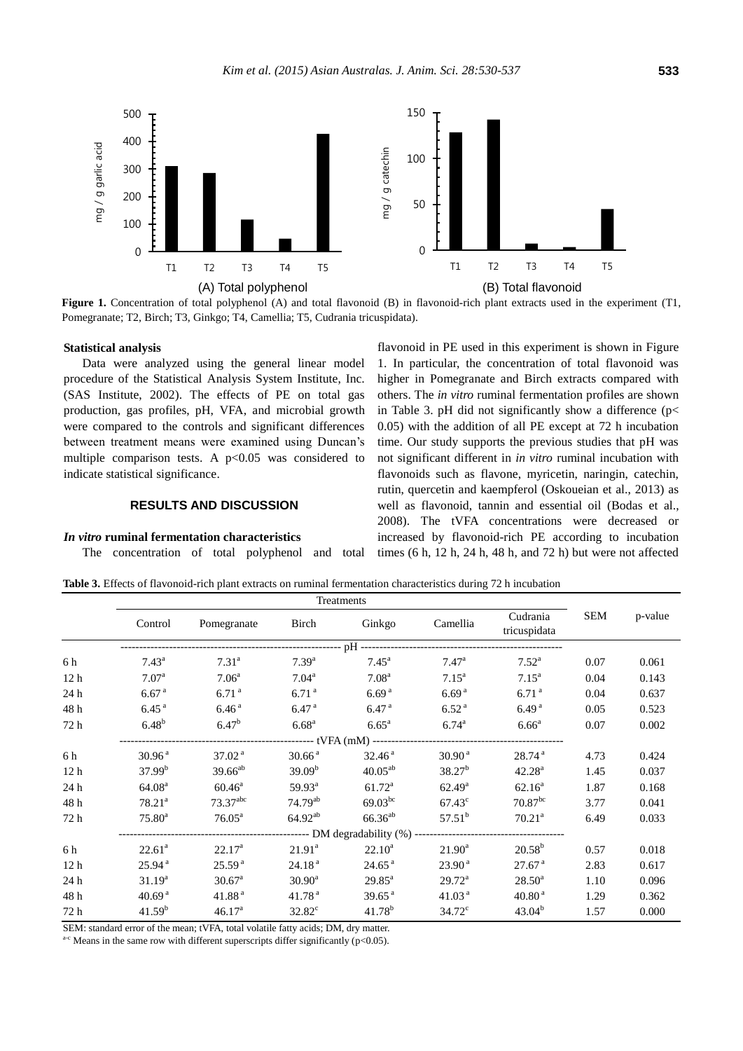**Figure 1.** Concentration of total polyphenol (A) and total flavonoid (B) in flavonoid-rich plant extracts used in the experiment (T1, Pomegranate; T2, Birch; T3, Ginkgo; T4, Camellia; T5, Cudrania tricuspidata).

### Statistical analysis

Data were analyzed using the general linear model procedure of the Statistical Analysis System Institute, Inc. (SAS Institute, 2002). The effects of PE on total gas production, gas profiles, pH, VFA, and microbial growth were compared to the controls and significant differences between treatment means were examined using Duncan's multiple comparison tests. A $p<0.05$ was considered to indicate statistical significance.

## RESULTS AND DISCUSSION

### *In vitro* ruminal fermentation characteristics

The concentration of total polyphenol and total flavonoid in PE used in this experiment is shown in Figure 1. In particular, the concentration of total flavonoid was higher in Pomegranate and Birch extracts compared with others. The *in vitro* ruminal fermentation profiles are shown in Table 3. pH did not significantly show a difference ($p<0.05$) with the addition of all PE except at 72 h incubation time. Our study supports the previous studies that pH was not significant different in *in vitro* ruminal incubation with flavonoids such as flavone, myricetin, naringin, catechin, rutin, quercetin and kaempferol (Oskoueian et al., 2013) as well as flavonoid, tannin and essential oil (Bodas et al., 2008). The tVFA concentrations were decreased or increased by flavonoid-rich PE according to incubation times (6 h, 12 h, 24 h, 48 h, and 72 h) but were not affected

**Table 3.** Effects of flavonoid-rich plant extracts on ruminal fermentation characteristics during 72 h incubation

| | Treatments | | | | | | SEM | p-value |
|---|---|---|---|---|---|---|---|---|
| | Control | Pomegranate | Birch | Ginkgo | Camellia | Cudrania tricuspidata | | |
| **pH** | | | | | | | | |
| 6 h | 7.43[a] | 7.31[a] | 7.39[a] | 7.45[a] | 7.47[a] | 7.52[a] | 0.07 | 0.061 |
| 12 h | 7.07[a] | 7.06[a] | 7.04[a] | 7.08[a] | 7.15[a] | 7.15[a] | 0.04 | 0.143 |
| 24 h | 6.67[a] | 6.71[a] | 6.71[a] | 6.69[a] | 6.69[a] | 6.71[a] | 0.04 | 0.637 |
| 48 h | 6.45[a] | 6.46[a] | 6.47[a] | 6.47[a] | 6.52[a] | 6.49[a] | 0.05 | 0.523 |
| 72 h | 6.48[b] | 6.47[b] | 6.68[a] | 6.65[a] | 6.74[a] | 6.66[a] | 0.07 | 0.002 |
| **tVFA (mM)** | | | | | | | | |
| 6 h | 30.96[a] | 37.02[a] | 30.66[a] | 32.46[a] | 30.90[a] | 28.74[a] | 4.73 | 0.424 |
| 12 h | 37.99[b] | 39.66[ab] | 39.09[b] | 40.05[ab] | 38.27[b] | 42.28[a] | 1.45 | 0.037 |
| 24 h | 64.08[a] | 60.46[a] | 59.93[a] | 61.72[a] | 62.49[a] | 62.16[a] | 1.87 | 0.168 |
| 48 h | 78.21[a] | 73.37[abc] | 74.79[ab] | 69.03[bc] | 67.43[c] | 70.87[bc] | 3.77 | 0.041 |
| 72 h | 75.80[a] | 76.05[a] | 64.92[ab] | 66.36[ab] | 57.51[b] | 70.21[a] | 6.49 | 0.033 |
| **DM degradability (%)** | | | | | | | | |
| 6 h | 22.61[a] | 22.17[a] | 21.91[a] | 22.10[a] | 21.90[a] | 20.58[b] | 0.57 | 0.018 |
| 12 h | 25.94[a] | 25.59[a] | 24.18[a] | 24.65[a] | 23.90[a] | 27.67[a] | 2.83 | 0.617 |
| 24 h | 31.19[a] | 30.67[a] | 30.90[a] | 29.85[a] | 29.72[a] | 28.50[a] | 1.10 | 0.096 |
| 48 h | 40.69[a] | 41.88[a] | 41.78[a] | 39.65[a] | 41.03[a] | 40.80[a] | 1.29 | 0.362 |
| 72 h | 41.59[b] | 46.17[a] | 32.82[c] | 41.78[b] | 34.72[c] | 43.04[b] | 1.57 | 0.000 |

SEM: standard error of the mean; tVFA, total volatile fatty acids; DM, dry matter.

[a-c] Means in the same row with different superscripts differ significantly ($p<0.05$).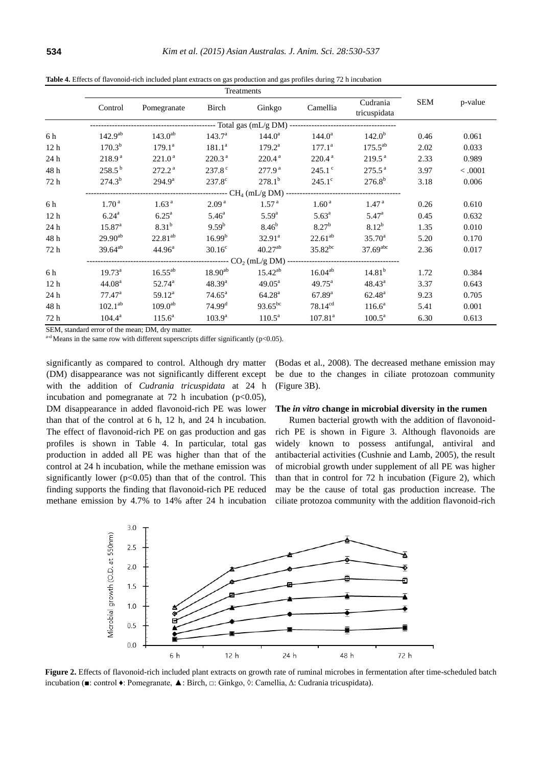**Table 4.** Effects of flavonoid-rich included plant extracts on gas production and gas profiles during 72 h incubation

| | Treatments | | | | | | SEM | p-value |
|---|---|---|---|---|---|---|---|---|
| | Control | Pomegranate | Birch | Ginkgo | Camellia | Cudrania tricuspidata | | |
| **Total gas (mL/g DM)** | | | | | | | | |
| 6 h | 142.9[ab] | 143.0[ab] | 143.7[a] | 144.0[a] | 144.0[a] | 142.0[b] | 0.46 | 0.061 |
| 12 h | 170.3[b] | 179.1[a] | 181.1[a] | 179.2[a] | 177.1[a] | 175.5[ab] | 2.02 | 0.033 |
| 24 h | 218.9[a] | 221.0[a] | 220.3[a] | 220.4[a] | 220.4[a] | 219.5[a] | 2.33 | 0.989 |
| 48 h | 258.5[b] | 272.2[a] | 237.8[c] | 277.9[a] | 245.1[c] | 275.5[a] | 3.97 | <.0001 |
| 72 h | 274.3[b] | 294.9[a] | 237.8[c] | 278.1[b] | 245.1[c] | 276.8[b] | 3.18 | 0.006 |
| **$CH_4$ (mL/g DM)** | | | | | | | | |
| 6 h | 1.70[a] | 1.63[a] | 2.09[a] | 1.57[a] | 1.60[a] | 1.47[a] | 0.26 | 0.610 |
| 12 h | 6.24[a] | 6.25[a] | 5.46[a] | 5.59[a] | 5.63[a] | 5.47[a] | 0.45 | 0.632 |
| 24 h | 15.87[a] | 8.31[b] | 9.59[b] | 8.46[b] | 8.27[b] | 8.12[b] | 1.35 | 0.010 |
| 48 h | 29.90[ab] | 22.81[ab] | 16.99[b] | 32.91[a] | 22.61[ab] | 35.70[a] | 5.20 | 0.170 |
| 72 h | 39.64[ab] | 44.96[a] | 30.16[c] | 40.27[ab] | 35.82[bc] | 37.69[abc] | 2.36 | 0.017 |
| **$CO_2$ (mL/g DM)** | | | | | | | | |
| 6 h | 19.73[a] | 16.55[ab] | 18.90[ab] | 15.42[ab] | 16.04[ab] | 14.81[b] | 1.72 | 0.384 |
| 12 h | 44.08[a] | 52.74[a] | 48.39[a] | 49.05[a] | 49.75[a] | 48.43[a] | 3.37 | 0.643 |
| 24 h | 77.47[a] | 59.12[a] | 74.65[a] | 64.28[a] | 67.89[a] | 62.48[a] | 9.23 | 0.705 |
| 48 h | 102.1[ab] | 109.0[ab] | 74.99[d] | 93.65[bc] | 78.14[cd] | 116.6[a] | 5.41 | 0.001 |
| 72 h | 104.4[a] | 115.6[a] | 103.9[a] | 110.5[a] | 107.81[a] | 100.5[a] | 6.30 | 0.613 |

SEM, standard error of the mean; DM, dry matter.

[a-d] Means in the same row with different superscripts differ significantly (p<0.05).

significantly as compared to control. Although dry matter (DM) disappearance was not significantly different except with the addition of *Cudrania tricuspidata* at 24 h incubation and pomegranate at 72 h incubation ($p<0.05$), DM disappearance in added flavonoid-rich PE was lower than that of the control at 6 h, 12 h, and 24 h incubation. The effect of flavonoid-rich PE on gas production and gas profiles is shown in Table 4. In particular, total gas production in added all PE was higher than that of the control at 24 h incubation, while the methane emission was significantly lower ($p<0.05$) than that of the control. This finding supports the finding that flavonoid-rich PE reduced methane emission by 4.7% to 14% after 24 h incubation (Bodas et al., 2008). The decreased methane emission may be due to the changes in ciliate protozoan community (Figure 3B).

### The *in vitro* change in microbial diversity in the rumen

Rumen bacterial growth with the addition of flavonoid-rich PE is shown in Figure 3. Although flavonoids are widely known to possess antifungal, antiviral and antibacterial activities (Cushnie and Lamb, 2005), the result of microbial growth under supplement of all PE was higher than that in control for 72 h incubation (Figure 2), which may be the cause of total gas production increase. The ciliate protozoa community with the addition flavonoid-rich

**Figure 2.** Effects of flavonoid-rich included plant extracts on growth rate of ruminal microbes in fermentation after time-scheduled batch incubation (■: control ♦: Pomegranate, ▲: Birch, □: Ginkgo, ◊: Camellia, Δ: Cudrania tricuspidata).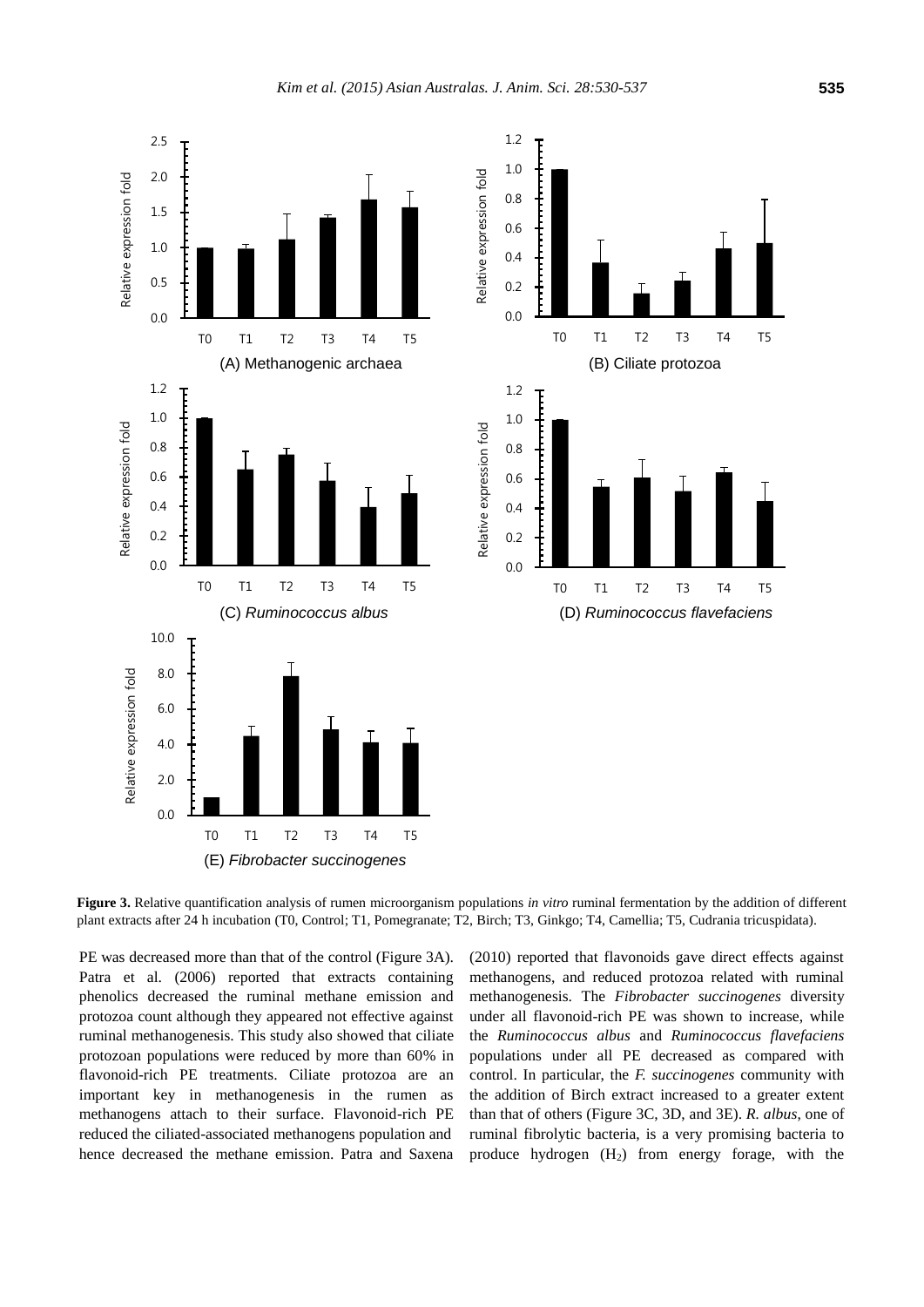**Figure 3.** Relative quantification analysis of rumen microorganism populations *in vitro* ruminal fermentation by the addition of different plant extracts after 24 h incubation (T0, Control; T1, Pomegranate; T2, Birch; T3, Ginkgo; T4, Camellia; T5, Cudrania tricuspidata).

PE was decreased more than that of the control (Figure 3A). Patra et al. (2006) reported that extracts containing phenolics decreased the ruminal methane emission and protozoa count although they appeared not effective against ruminal methanogenesis. This study also showed that ciliate protozoan populations were reduced by more than 60% in flavonoid-rich PE treatments. Ciliate protozoa are an important key in methanogenesis in the rumen as methanogens attach to their surface. Flavonoid-rich PE reduced the ciliated-associated methanogens population and hence decreased the methane emission. Patra and Saxena (2010) reported that flavonoids gave direct effects against methanogens, and reduced protozoa related with ruminal methanogenesis. The *Fibrobacter succinogenes* diversity under all flavonoid-rich PE was shown to increase, while the *Ruminococcus albus* and *Ruminococcus flavefaciens* populations under all PE decreased as compared with control. In particular, the *F. succinogenes* community with the addition of Birch extract increased to a greater extent than that of others (Figure 3C, 3D, and 3E). *R. albus*, one of ruminal fibrolytic bacteria, is a very promising bacteria to produce hydrogen ($H_2$) from energy forage, with the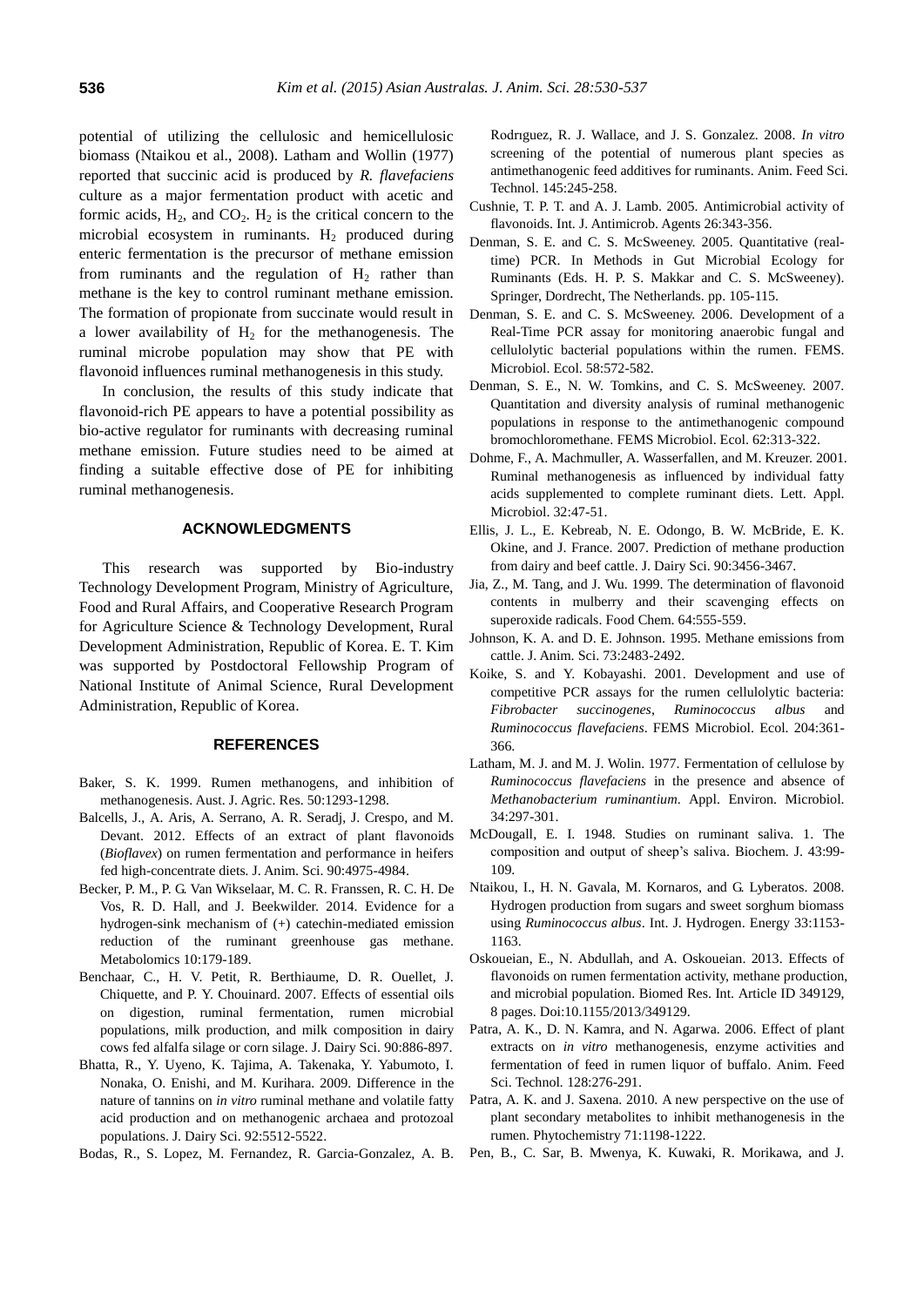potential of utilizing the cellulosic and hemicellulosic biomass (Ntaikou et al., 2008). Latham and Wollin (1977) reported that succinic acid is produced by *R. flavefaciens* culture as a major fermentation product with acetic and formic acids, $H_2$, and $CO_2$. $H_2$ is the critical concern to the microbial ecosystem in ruminants. $H_2$ produced during enteric fermentation is the precursor of methane emission from ruminants and the regulation of $H_2$ rather than methane is the key to control ruminant methane emission. The formation of propionate from succinate would result in a lower availability of $H_2$ for the methanogenesis. The ruminal microbe population may show that PE with flavonoid influences ruminal methanogenesis in this study.

In conclusion, the results of this study indicate that flavonoid-rich PE appears to have a potential possibility as bio-active regulator for ruminants with decreasing ruminal methane emission. Future studies need to be aimed at finding a suitable effective dose of PE for inhibiting ruminal methanogenesis.

## ACKNOWLEDGMENTS

This research was supported by Bio-industry Technology Development Program, Ministry of Agriculture, Food and Rural Affairs, and Cooperative Research Program for Agriculture Science & Technology Development, Rural Development Administration, Republic of Korea. E. T. Kim was supported by Postdoctoral Fellowship Program of National Institute of Animal Science, Rural Development Administration, Republic of Korea.

## REFERENCES

Baker, S. K. 1999. Rumen methanogens, and inhibition of methanogenesis. Aust. J. Agric. Res. 50:1293-1298.

Balcells, J., A. Aris, A. Serrano, A. R. Seradj, J. Crespo, and M. Devant. 2012. Effects of an extract of plant flavonoids (*Bioflavex*) on rumen fermentation and performance in heifers fed high-concentrate diets. J. Anim. Sci. 90:4975-4984.

Becker, P. M., P. G. Van Wikselaar, M. C. R. Franssen, R. C. H. De Vos, R. D. Hall, and J. Beekwilder. 2014. Evidence for a hydrogen-sink mechanism of (+) catechin-mediated emission reduction of the ruminant greenhouse gas methane. Metabolomics 10:179-189.

Benchaar, C., H. V. Petit, R. Berthiaume, D. R. Ouellet, J. Chiquette, and P. Y. Chouinard. 2007. Effects of essential oils on digestion, ruminal fermentation, rumen microbial populations, milk production, and milk composition in dairy cows fed alfalfa silage or corn silage. J. Dairy Sci. 90:886-897.

Bhatta, R., Y. Uyeno, K. Tajima, A. Takenaka, Y. Yabumoto, I. Nonaka, O. Enishi, and M. Kurihara. 2009. Difference in the nature of tannins on *in vitro* ruminal methane and volatile fatty acid production and on methanogenic archaea and protozoal populations. J. Dairy Sci. 92:5512-5522.

Bodas, R., S. Lopez, M. Fernandez, R. Garcia-Gonzalez, A. B. Rodrıguez, R. J. Wallace, and J. S. Gonzalez. 2008. *In vitro* screening of the potential of numerous plant species as antimethanogenic feed additives for ruminants. Anim. Feed Sci. Technol. 145:245-258.

Cushnie, T. P. T. and A. J. Lamb. 2005. Antimicrobial activity of flavonoids. Int. J. Antimicrob. Agents 26:343-356.

Denman, S. E. and C. S. McSweeney. 2005. Quantitative (real-time) PCR. In Methods in Gut Microbial Ecology for Ruminants (Eds. H. P. S. Makkar and C. S. McSweeney). Springer, Dordrecht, The Netherlands. pp. 105-115.

Denman, S. E. and C. S. McSweeney. 2006. Development of a Real-Time PCR assay for monitoring anaerobic fungal and cellulolytic bacterial populations within the rumen. FEMS. Microbiol. Ecol. 58:572-582.

Denman, S. E., N. W. Tomkins, and C. S. McSweeney. 2007. Quantitation and diversity analysis of ruminal methanogenic populations in response to the antimethanogenic compound bromochloromethane. FEMS Microbiol. Ecol. 62:313-322.

Dohme, F., A. Machmuller, A. Wasserfallen, and M. Kreuzer. 2001. Ruminal methanogenesis as influenced by individual fatty acids supplemented to complete ruminant diets. Lett. Appl. Microbiol. 32:47-51.

Ellis, J. L., E. Kebreab, N. E. Odongo, B. W. McBride, E. K. Okine, and J. France. 2007. Prediction of methane production from dairy and beef cattle. J. Dairy Sci. 90:3456-3467.

Jia, Z., M. Tang, and J. Wu. 1999. The determination of flavonoid contents in mulberry and their scavenging effects on superoxide radicals. Food Chem. 64:555-559.

Johnson, K. A. and D. E. Johnson. 1995. Methane emissions from cattle. J. Anim. Sci. 73:2483-2492.

Koike, S. and Y. Kobayashi. 2001. Development and use of competitive PCR assays for the rumen cellulolytic bacteria: *Fibrobacter succinogenes*, *Ruminococcus albus* and *Ruminococcus flavefaciens*. FEMS Microbiol. Ecol. 204:361-366.

Latham, M. J. and M. J. Wolin. 1977. Fermentation of cellulose by *Ruminococcus flavefaciens* in the presence and absence of *Methanobacterium ruminantium*. Appl. Environ. Microbiol. 34:297-301.

McDougall, E. I. 1948. Studies on ruminant saliva. 1. The composition and output of sheep's saliva. Biochem. J. 43:99-109.

Ntaikou, I., H. N. Gavala, M. Kornaros, and G. Lyberatos. 2008. Hydrogen production from sugars and sweet sorghum biomass using *Ruminococcus albus*. Int. J. Hydrogen. Energy 33:1153-1163.

Oskoueian, E., N. Abdullah, and A. Oskoueian. 2013. Effects of flavonoids on rumen fermentation activity, methane production, and microbial population. Biomed Res. Int. Article ID 349129, 8 pages. Doi:10.1155/2013/349129.

Patra, A. K., D. N. Kamra, and N. Agarwa. 2006. Effect of plant extracts on *in vitro* methanogenesis, enzyme activities and fermentation of feed in rumen liquor of buffalo. Anim. Feed Sci. Technol. 128:276-291.

Patra, A. K. and J. Saxena. 2010. A new perspective on the use of plant secondary metabolites to inhibit methanogenesis in the rumen. Phytochemistry 71:1198-1222.

Pen, B., C. Sar, B. Mwenya, K. Kuwaki, R. Morikawa, and J.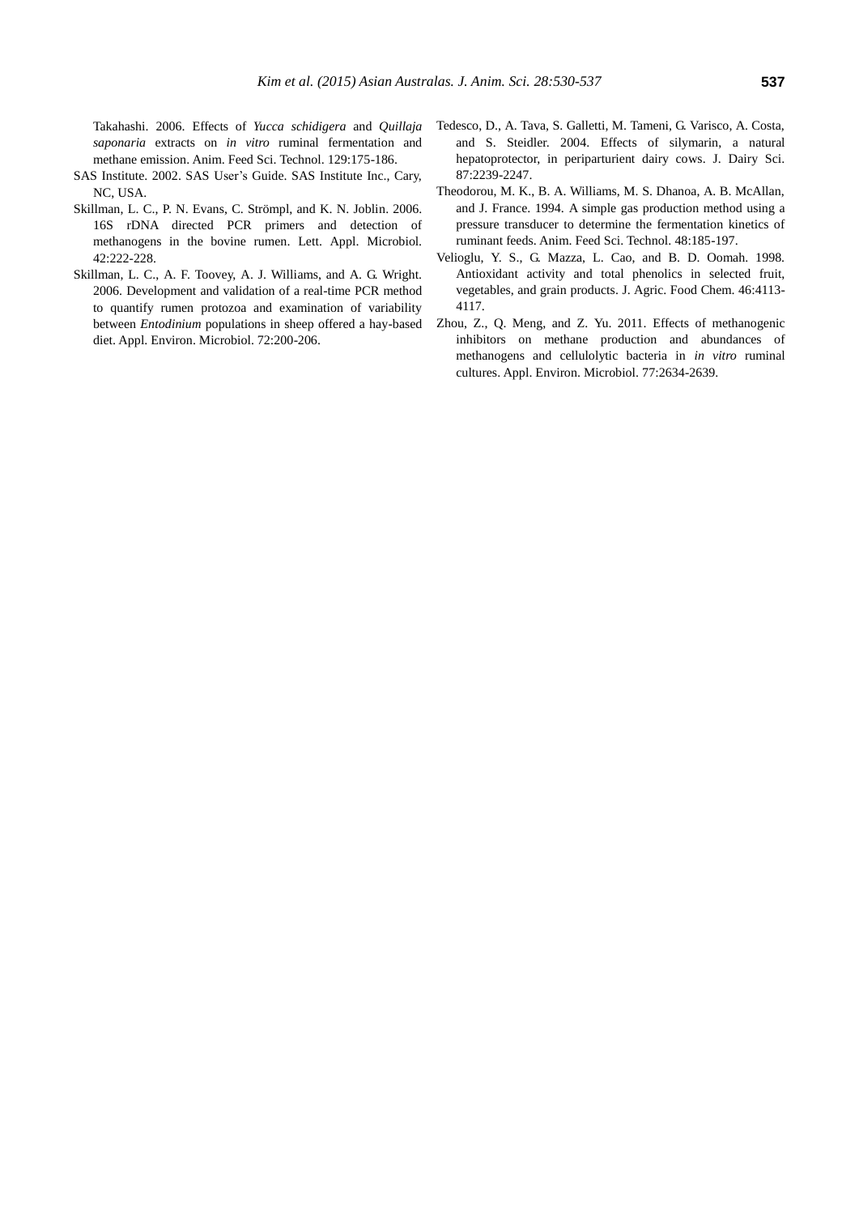Takahashi. 2006. Effects of *Yucca schidigera* and *Quillaja saponaria* extracts on *in vitro* ruminal fermentation and methane emission. Anim. Feed Sci. Technol. 129:175-186.

SAS Institute. 2002. SAS User's Guide. SAS Institute Inc., Cary, NC, USA.

Skillman, L. C., P. N. Evans, C. Strömpl, and K. N. Joblin. 2006. 16S rDNA directed PCR primers and detection of methanogens in the bovine rumen. Lett. Appl. Microbiol. 42:222-228.

Skillman, L. C., A. F. Toovey, A. J. Williams, and A. G. Wright. 2006. Development and validation of a real-time PCR method to quantify rumen protozoa and examination of variability between *Entodinium* populations in sheep offered a hay-based diet. Appl. Environ. Microbiol. 72:200-206.

Tedesco, D., A. Tava, S. Galletti, M. Tameni, G. Varisco, A. Costa, and S. Steidler. 2004. Effects of silymarin, a natural hepatoprotector, in periparturient dairy cows. J. Dairy Sci. 87:2239-2247.

Theodorou, M. K., B. A. Williams, M. S. Dhanoa, A. B. McAllan, and J. France. 1994. A simple gas production method using a pressure transducer to determine the fermentation kinetics of ruminant feeds. Anim. Feed Sci. Technol. 48:185-197.

Velioglu, Y. S., G. Mazza, L. Cao, and B. D. Oomah. 1998. Antioxidant activity and total phenolics in selected fruit, vegetables, and grain products. J. Agric. Food Chem. 46:4113-4117.

Zhou, Z., Q. Meng, and Z. Yu. 2011. Effects of methanogenic inhibitors on methane production and abundances of methanogens and cellulolytic bacteria in *in vitro* ruminal cultures. Appl. Environ. Microbiol. 77:2634-2639.